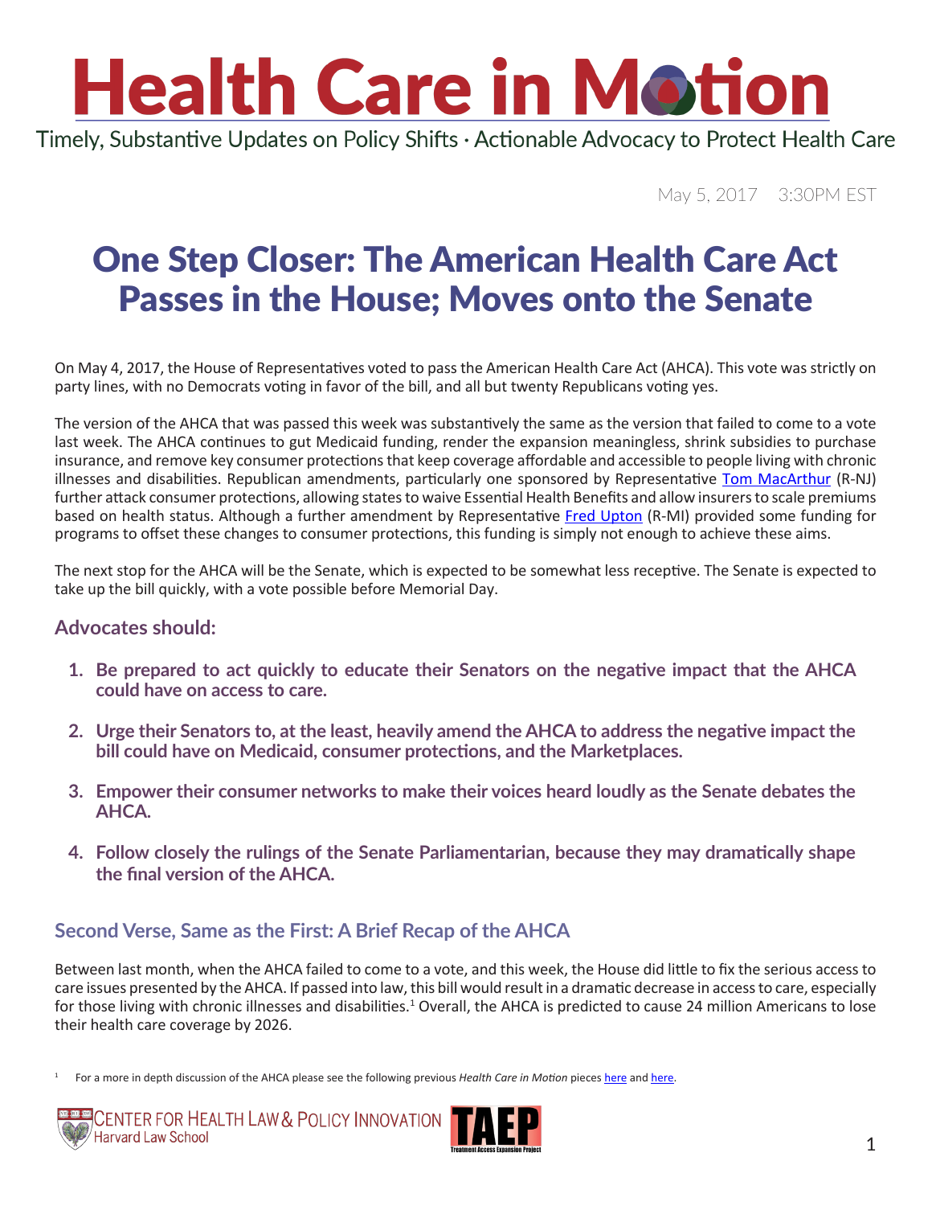# Health Care in Motion

Timely, Substantive Updates on Policy Shifts · Actionable Advocacy to Protect Health Care

May 5, 2017 3:30PM EST

## One Step Closer: The American Health Care Act Passes in the House; Moves onto the Senate

On May 4, 2017, the House of Representatives voted to pass the American Health Care Act (AHCA). This vote was strictly on party lines, with no Democrats voting in favor of the bill, and all but twenty Republicans voting yes.

The version of the AHCA that was passed this week was substantively the same as the version that failed to come to a vote last week. The AHCA continues to gut Medicaid funding, render the expansion meaningless, shrink subsidies to purchase insurance, and remove key consumer protections that keep coverage affordable and accessible to people living with chronic illnesses and disabilities. Republican amendments, particularly one sponsored by Representative Tom MacArthur (R-NJ) further attack consumer protections, allowing states to waive Essential Health Benefits and allow insurers to scale premiums based on health status. Although a further amendment by Representative Fred Upton (R-MI) provided some funding for programs to offset these changes to consumer protections, this funding is simply not enough to achieve these aims.

The next stop for the AHCA will be the Senate, which is expected to be somewhat less receptive. The Senate is expected to take up the bill quickly, with a vote possible before Memorial Day.

### Advocates should:

1. **Be prepared to act quickly to educate their Senators on the negative impact that the AHCA could have on access to care.**
2. **Urge their Senators to, at the least, heavily amend the AHCA to address the negative impact the bill could have on Medicaid, consumer protections, and the Marketplaces.**
3. **Empower their consumer networks to make their voices heard loudly as the Senate debates the AHCA.**
4. **Follow closely the rulings of the Senate Parliamentarian, because they may dramatically shape the final version of the AHCA.**

### Second Verse, Same as the First: A Brief Recap of the AHCA

Between last month, when the AHCA failed to come to a vote, and this week, the House did little to fix the serious access to care issues presented by the AHCA. If passed into law, this bill would result in a dramatic decrease in access to care, especially for those living with chronic illnesses and disabilities.[1] Overall, the AHCA is predicted to cause 24 million Americans to lose their health care coverage by 2026.

[1] For a more in depth discussion of the AHCA please see the following previous *Health Care in Motion* pieces here and here.

Center for Health Law & Policy Innovation, Harvard Law School · TAEP Treatment Access Expansion Project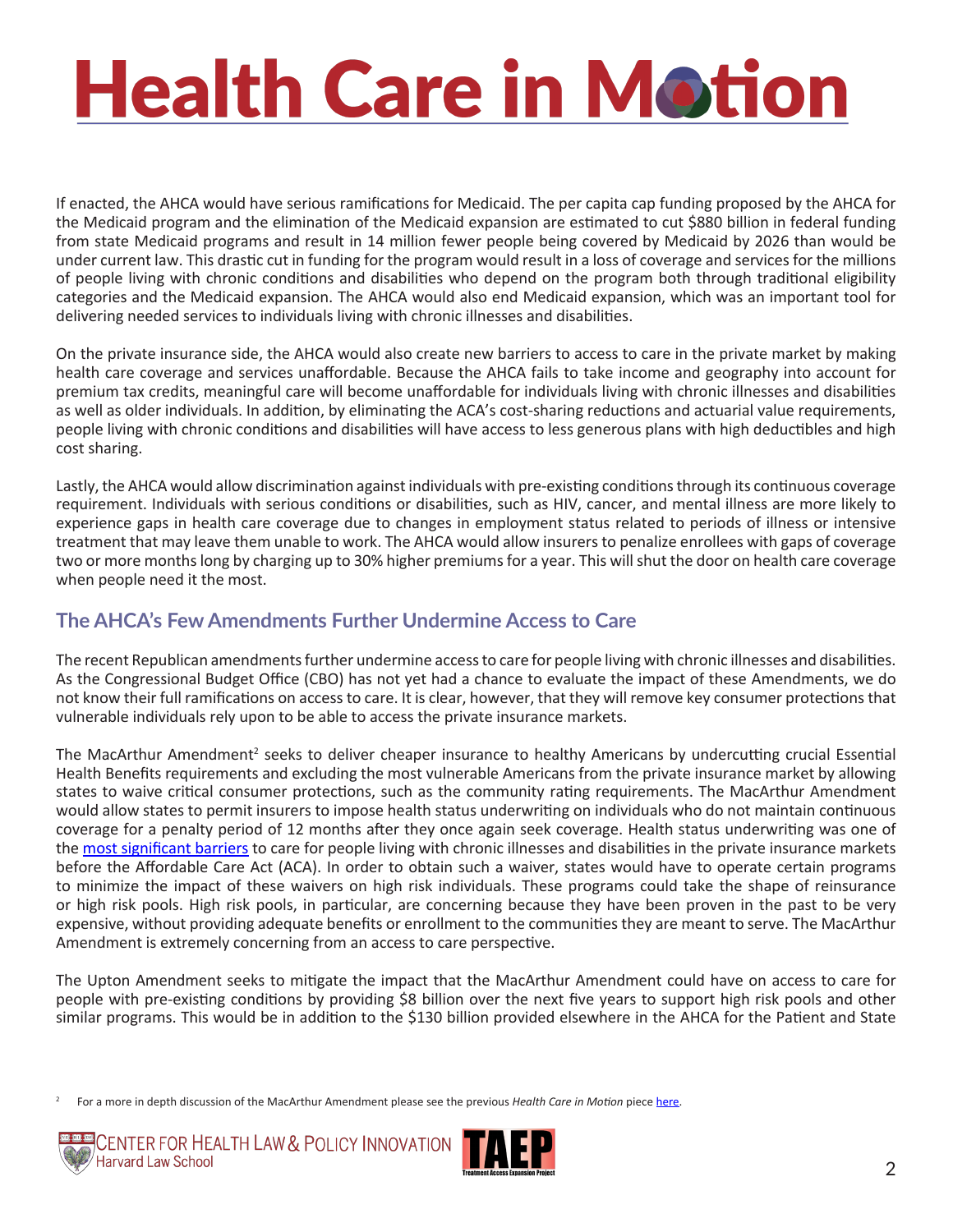If enacted, the AHCA would have serious ramifications for Medicaid. The per capita cap funding proposed by the AHCA for the Medicaid program and the elimination of the Medicaid expansion are estimated to cut $880 billion in federal funding from state Medicaid programs and result in 14 million fewer people being covered by Medicaid by 2026 than would be under current law. This drastic cut in funding for the program would result in a loss of coverage and services for the millions of people living with chronic conditions and disabilities who depend on the program both through traditional eligibility categories and the Medicaid expansion. The AHCA would also end Medicaid expansion, which was an important tool for delivering needed services to individuals living with chronic illnesses and disabilities.

On the private insurance side, the AHCA would also create new barriers to access to care in the private market by making health care coverage and services unaffordable. Because the AHCA fails to take income and geography into account for premium tax credits, meaningful care will become unaffordable for individuals living with chronic illnesses and disabilities as well as older individuals. In addition, by eliminating the ACA's cost-sharing reductions and actuarial value requirements, people living with chronic conditions and disabilities will have access to less generous plans with high deductibles and high cost sharing.

Lastly, the AHCA would allow discrimination against individuals with pre-existing conditions through its continuous coverage requirement. Individuals with serious conditions or disabilities, such as HIV, cancer, and mental illness are more likely to experience gaps in health care coverage due to changes in employment status related to periods of illness or intensive treatment that may leave them unable to work. The AHCA would allow insurers to penalize enrollees with gaps of coverage two or more months long by charging up to 30% higher premiums for a year. This will shut the door on health care coverage when people need it the most.

## The AHCA's Few Amendments Further Undermine Access to Care

The recent Republican amendments further undermine access to care for people living with chronic illnesses and disabilities. As the Congressional Budget Office (CBO) has not yet had a chance to evaluate the impact of these Amendments, we do not know their full ramifications on access to care. It is clear, however, that they will remove key consumer protections that vulnerable individuals rely upon to be able to access the private insurance markets.

The MacArthur Amendment[2] seeks to deliver cheaper insurance to healthy Americans by undercutting crucial Essential Health Benefits requirements and excluding the most vulnerable Americans from the private insurance market by allowing states to waive critical consumer protections, such as the community rating requirements. The MacArthur Amendment would allow states to permit insurers to impose health status underwriting on individuals who do not maintain continuous coverage for a penalty period of 12 months after they once again seek coverage. Health status underwriting was one of the most significant barriers to care for people living with chronic illnesses and disabilities in the private insurance markets before the Affordable Care Act (ACA). In order to obtain such a waiver, states would have to operate certain programs to minimize the impact of these waivers on high risk individuals. These programs could take the shape of reinsurance or high risk pools. High risk pools, in particular, are concerning because they have been proven in the past to be very expensive, without providing adequate benefits or enrollment to the communities they are meant to serve. The MacArthur Amendment is extremely concerning from an access to care perspective.

The Upton Amendment seeks to mitigate the impact that the MacArthur Amendment could have on access to care for people with pre-existing conditions by providing $8 billion over the next five years to support high risk pools and other similar programs. This would be in addition to the $130 billion provided elsewhere in the AHCA for the Patient and State

[2] For a more in depth discussion of the MacArthur Amendment please see the previous *Health Care in Motion* piece here.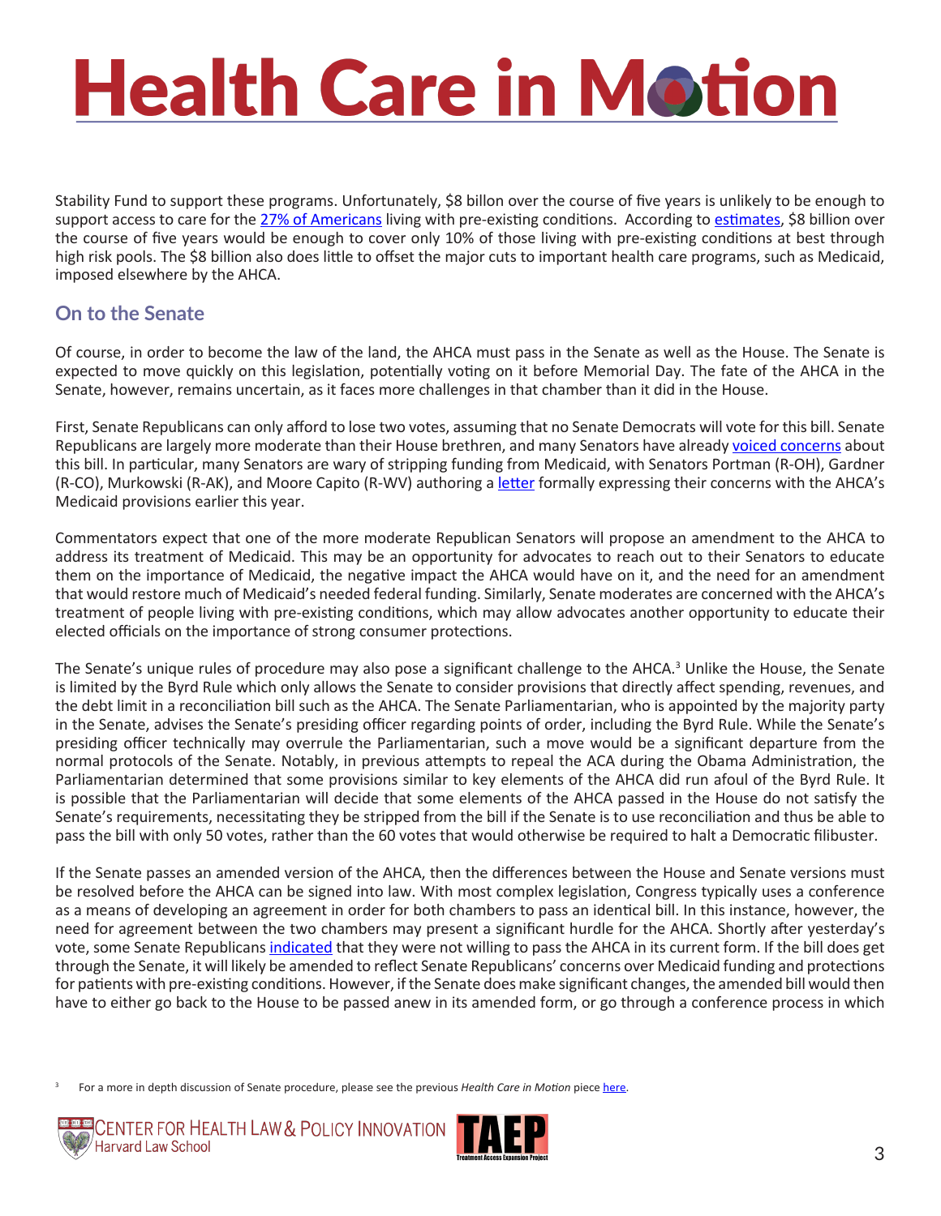Stability Fund to support these programs. Unfortunately, $8 billon over the course of five years is unlikely to be enough to support access to care for the 27% of Americans living with pre-existing conditions. According to estimates, $8 billion over the course of five years would be enough to cover only 10% of those living with pre-existing conditions at best through high risk pools. The $8 billion also does little to offset the major cuts to important health care programs, such as Medicaid, imposed elsewhere by the AHCA.

## On to the Senate

Of course, in order to become the law of the land, the AHCA must pass in the Senate as well as the House. The Senate is expected to move quickly on this legislation, potentially voting on it before Memorial Day. The fate of the AHCA in the Senate, however, remains uncertain, as it faces more challenges in that chamber than it did in the House.

First, Senate Republicans can only afford to lose two votes, assuming that no Senate Democrats will vote for this bill. Senate Republicans are largely more moderate than their House brethren, and many Senators have already voiced concerns about this bill. In particular, many Senators are wary of stripping funding from Medicaid, with Senators Portman (R-OH), Gardner (R-CO), Murkowski (R-AK), and Moore Capito (R-WV) authoring a letter formally expressing their concerns with the AHCA's Medicaid provisions earlier this year.

Commentators expect that one of the more moderate Republican Senators will propose an amendment to the AHCA to address its treatment of Medicaid. This may be an opportunity for advocates to reach out to their Senators to educate them on the importance of Medicaid, the negative impact the AHCA would have on it, and the need for an amendment that would restore much of Medicaid's needed federal funding. Similarly, Senate moderates are concerned with the AHCA's treatment of people living with pre-existing conditions, which may allow advocates another opportunity to educate their elected officials on the importance of strong consumer protections.

The Senate's unique rules of procedure may also pose a significant challenge to the AHCA.[3] Unlike the House, the Senate is limited by the Byrd Rule which only allows the Senate to consider provisions that directly affect spending, revenues, and the debt limit in a reconciliation bill such as the AHCA. The Senate Parliamentarian, who is appointed by the majority party in the Senate, advises the Senate's presiding officer regarding points of order, including the Byrd Rule. While the Senate's presiding officer technically may overrule the Parliamentarian, such a move would be a significant departure from the normal protocols of the Senate. Notably, in previous attempts to repeal the ACA during the Obama Administration, the Parliamentarian determined that some provisions similar to key elements of the AHCA did run afoul of the Byrd Rule. It is possible that the Parliamentarian will decide that some elements of the AHCA passed in the House do not satisfy the Senate's requirements, necessitating they be stripped from the bill if the Senate is to use reconciliation and thus be able to pass the bill with only 50 votes, rather than the 60 votes that would otherwise be required to halt a Democratic filibuster.

If the Senate passes an amended version of the AHCA, then the differences between the House and Senate versions must be resolved before the AHCA can be signed into law. With most complex legislation, Congress typically uses a conference as a means of developing an agreement in order for both chambers to pass an identical bill. In this instance, however, the need for agreement between the two chambers may present a significant hurdle for the AHCA. Shortly after yesterday's vote, some Senate Republicans indicated that they were not willing to pass the AHCA in its current form. If the bill does get through the Senate, it will likely be amended to reflect Senate Republicans' concerns over Medicaid funding and protections for patients with pre-existing conditions. However, if the Senate does make significant changes, the amended bill would then have to either go back to the House to be passed anew in its amended form, or go through a conference process in which

[3] For a more in depth discussion of Senate procedure, please see the previous *Health Care in Motion* piece here.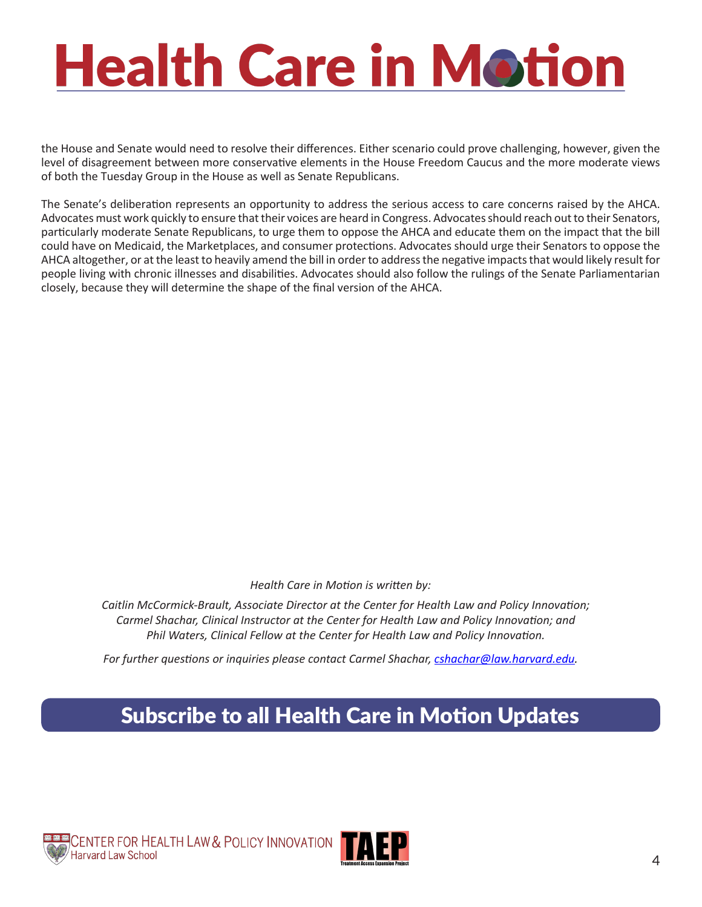the House and Senate would need to resolve their differences. Either scenario could prove challenging, however, given the level of disagreement between more conservative elements in the House Freedom Caucus and the more moderate views of both the Tuesday Group in the House as well as Senate Republicans.

The Senate's deliberation represents an opportunity to address the serious access to care concerns raised by the AHCA. Advocates must work quickly to ensure that their voices are heard in Congress. Advocates should reach out to their Senators, particularly moderate Senate Republicans, to urge them to oppose the AHCA and educate them on the impact that the bill could have on Medicaid, the Marketplaces, and consumer protections. Advocates should urge their Senators to oppose the AHCA altogether, or at the least to heavily amend the bill in order to address the negative impacts that would likely result for people living with chronic illnesses and disabilities. Advocates should also follow the rulings of the Senate Parliamentarian closely, because they will determine the shape of the final version of the AHCA.

*Health Care in Motion is written by:*

*Caitlin McCormick-Brault, Associate Director at the Center for Health Law and Policy Innovation; Carmel Shachar, Clinical Instructor at the Center for Health Law and Policy Innovation; and Phil Waters, Clinical Fellow at the Center for Health Law and Policy Innovation.*

*For further questions or inquiries please contact Carmel Shachar, [cshachar@law.harvard.edu](mailto:cshachar@law.harvard.edu).*

## Subscribe to all Health Care in Motion Updates

Center for Health Law & Policy Innovation
Harvard Law School

TAEP
Treatment Access Expansion Project